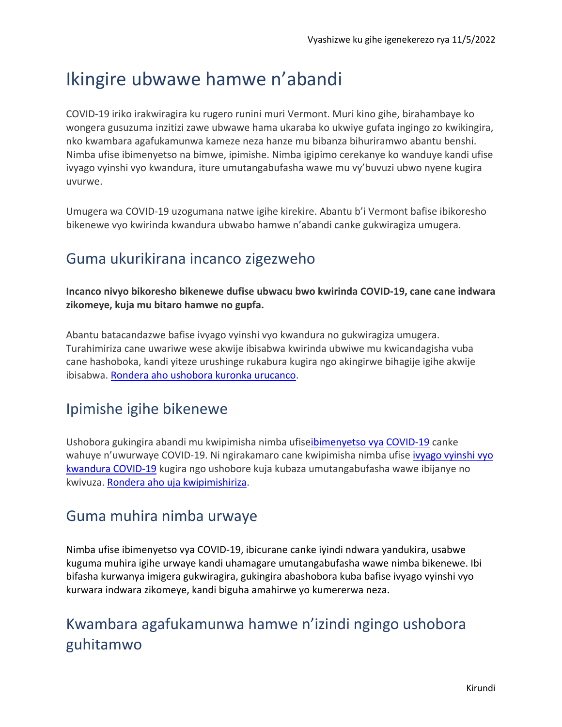Vyashizwe ku gihe igenekerezo rya 11/5/2022

# Ikingire ubwawe hamwe n'abandi

COVID-19 iriko irakwiragira ku rugero runini muri Vermont. Muri kino gihe, birahambaye ko wongera gusuzuma inzitizi zawe ubwawe hama ukaraba ko ukwiye gufata ingingo zo kwikingira, nko kwambara agafukamunwa kameze neza hanze mu bibanza bihuriramwo abantu benshi. Nimba ufise ibimenyetso na bimwe, ipimishe. Nimba igipimo cerekanye ko wanduye kandi ufise ivyago vyinshi vyo kwandura, iture umutangabufasha wawe mu vy'buvuzi ubwo nyene kugira uvurwe.

Umugera wa COVID-19 uzogumana natwe igihe kirekire. Abantu b'i Vermont bafise ibikoresho bikenewe vyo kwirinda kwandura ubwabo hamwe n'abandi canke gukwiragiza umugera.

## Guma ukurikirana incanco zigezweho

**Incanco nivyo bikoresho bikenewe dufise ubwacu bwo kwirinda COVID-19, cane cane indwara zikomeye, kuja mu bitaro hamwe no gupfa.**

Abantu batacandazwe bafise ivyago vyinshi vyo kwandura no gukwiragiza umugera. Turahimiriza cane uwariwe wese akwije ibisabwa kwirinda ubwiwe mu kwicandagisha vuba cane hashoboka, kandi yiteze urushinge rukabura kugira ngo akingirwe bihagije igihe akwije ibisabwa. Rondera aho ushobora kuronka urucanco.

## Ipimishe igihe bikenewe

Ushobora gukingira abandi mu kwipimisha nimba ufiseibimenyetso vya COVID-19 canke wahuye n'uwurwaye COVID-19. Ni ngirakamaro cane kwipimisha nimba ufise ivyago vyinshi vyo kwandura COVID-19 kugira ngo ushobore kuja kubaza umutangabufasha wawe ibijanye no kwivuza. Rondera aho uja kwipimishiriza.

## Guma muhira nimba urwaye

Nimba ufise ibimenyetso vya COVID-19, ibicurane canke iyindi ndwara yandukira, usabwe kuguma muhira igihe urwaye kandi uhamagare umutangabufasha wawe nimba bikenewe. Ibi bifasha kurwanya imigera gukwiragira, gukingira abashobora kuba bafise ivyago vyinshi vyo kurwara indwara zikomeye, kandi biguha amahirwe yo kumererwa neza.

## Kwambara agafukamunwa hamwe n'izindi ngingo ushobora guhitamwo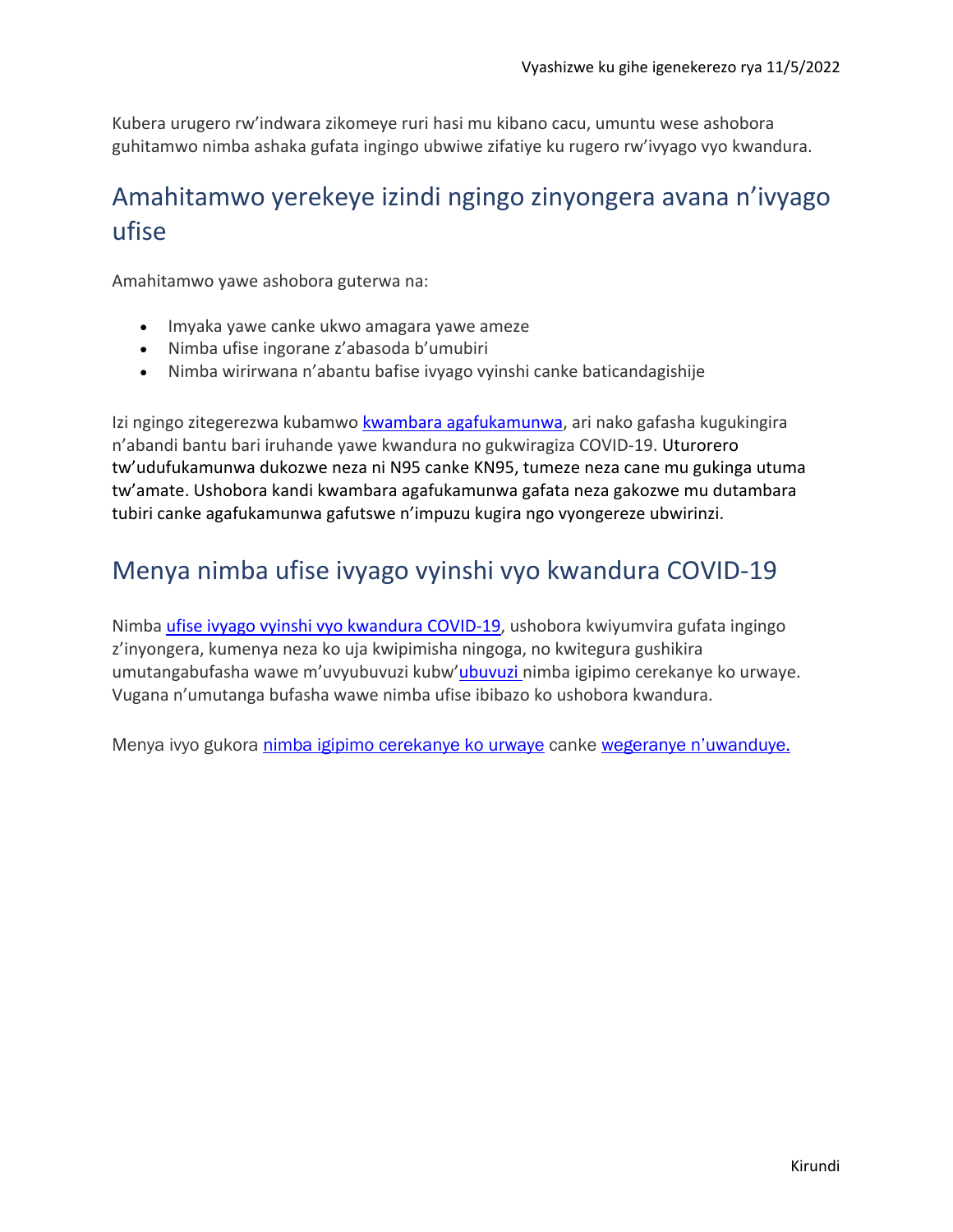Kubera urugero rw'indwara zikomeye ruri hasi mu kibano cacu, umuntu wese ashobora guhitamwo nimba ashaka gufata ingingo ubwiwe zifatiye ku rugero rw'ivyago vyo kwandura.

## Amahitamwo yerekeye izindi ngingo zinyongera avana n'ivyago ufise

Amahitamwo yawe ashobora guterwa na:

- Imyaka yawe canke ukwo amagara yawe ameze
- Nimba ufise ingorane z'abasoda b'umubiri
- Nimba wirirwana n'abantu bafise ivyago vyinshi canke baticandagishije

Izi ngingo zitegerezwa kubamwo kwambara agafukamunwa, ari nako gafasha kugukingira n'abandi bantu bari iruhande yawe kwandura no gukwiragiza COVID-19. Uturorero tw'udufukamunwa dukozwe neza ni N95 canke KN95, tumeze neza cane mu gukinga utuma tw'amate. Ushobora kandi kwambara agafukamunwa gafata neza gakozwe mu dutambara tubiri canke agafukamunwa gafutswe n'impuzu kugira ngo vyongereze ubwirinzi.

## Menya nimba ufise ivyago vyinshi vyo kwandura COVID-19

Nimba ufise ivyago vyinshi vyo kwandura COVID-19, ushobora kwiyumvira gufata ingingo z'inyongera, kumenya neza ko uja kwipimisha ningoga, no kwitegura gushikira umutangabufasha wawe m'uvyubuvuzi kubw'ubuvuzi nimba igipimo cerekanye ko urwaye. Vugana n'umutanga bufasha wawe nimba ufise ibibazo ko ushobora kwandura.

Menya ivyo gukora nimba igipimo cerekanye ko urwaye canke wegeranye n'uwanduye.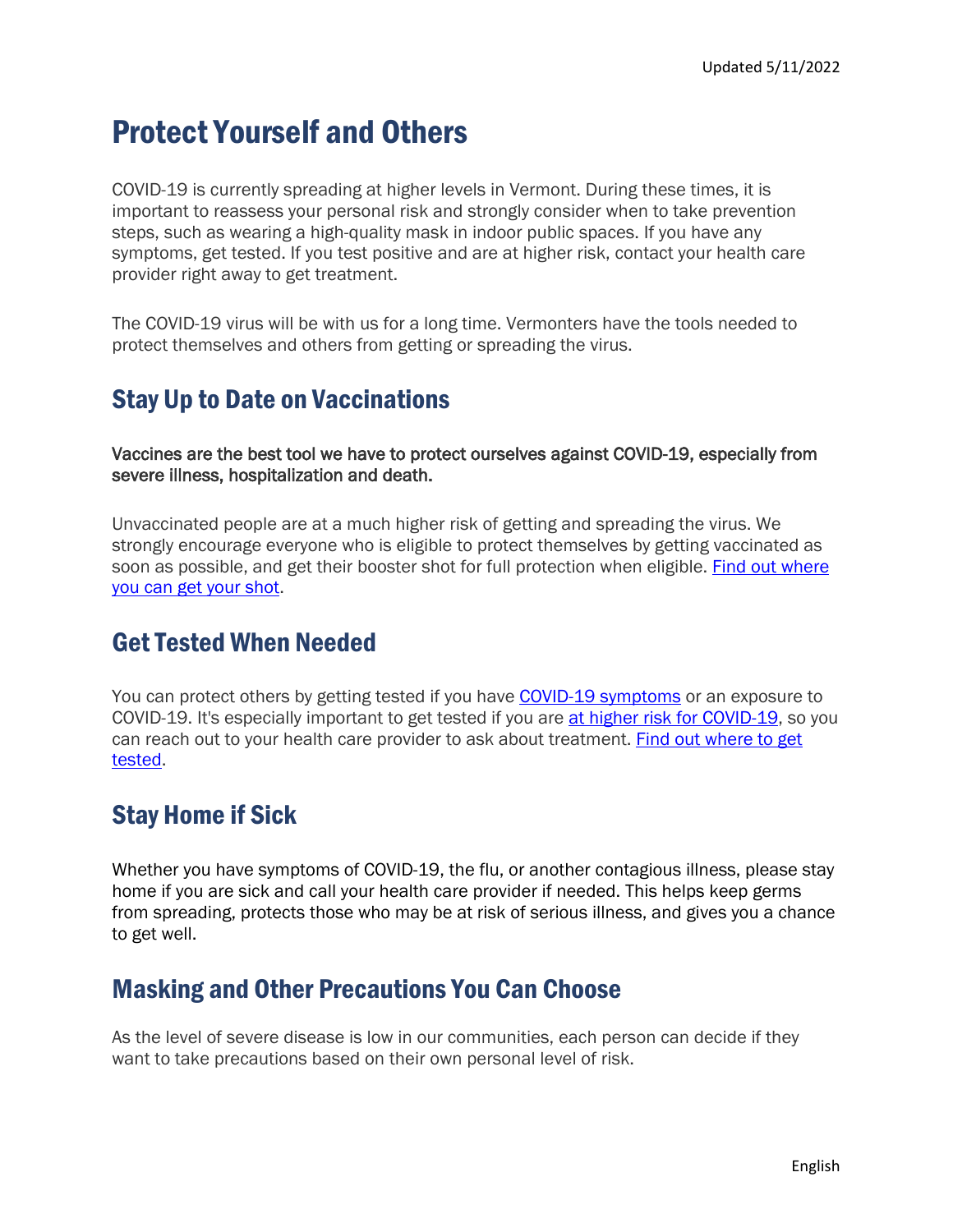Updated 5/11/2022

# Protect Yourself and Others

COVID-19 is currently spreading at higher levels in Vermont. During these times, it is important to reassess your personal risk and strongly consider when to take prevention steps, such as wearing a high-quality mask in indoor public spaces. If you have any symptoms, get tested. If you test positive and are at higher risk, contact your health care provider right away to get treatment.

The COVID-19 virus will be with us for a long time. Vermonters have the tools needed to protect themselves and others from getting or spreading the virus.

## Stay Up to Date on Vaccinations

Vaccines are the best tool we have to protect ourselves against COVID-19, especially from severe illness, hospitalization and death.

Unvaccinated people are at a much higher risk of getting and spreading the virus. We strongly encourage everyone who is eligible to protect themselves by getting vaccinated as soon as possible, and get their booster shot for full protection when eligible. [Find out where you can get your shot](#).

## Get Tested When Needed

You can protect others by getting tested if you have [COVID-19 symptoms](#) or an exposure to COVID-19. It's especially important to get tested if you are [at higher risk for COVID-19](#), so you can reach out to your health care provider to ask about treatment. [Find out where to get tested](#).

## Stay Home if Sick

Whether you have symptoms of COVID-19, the flu, or another contagious illness, please stay home if you are sick and call your health care provider if needed. This helps keep germs from spreading, protects those who may be at risk of serious illness, and gives you a chance to get well.

## Masking and Other Precautions You Can Choose

As the level of severe disease is low in our communities, each person can decide if they want to take precautions based on their own personal level of risk.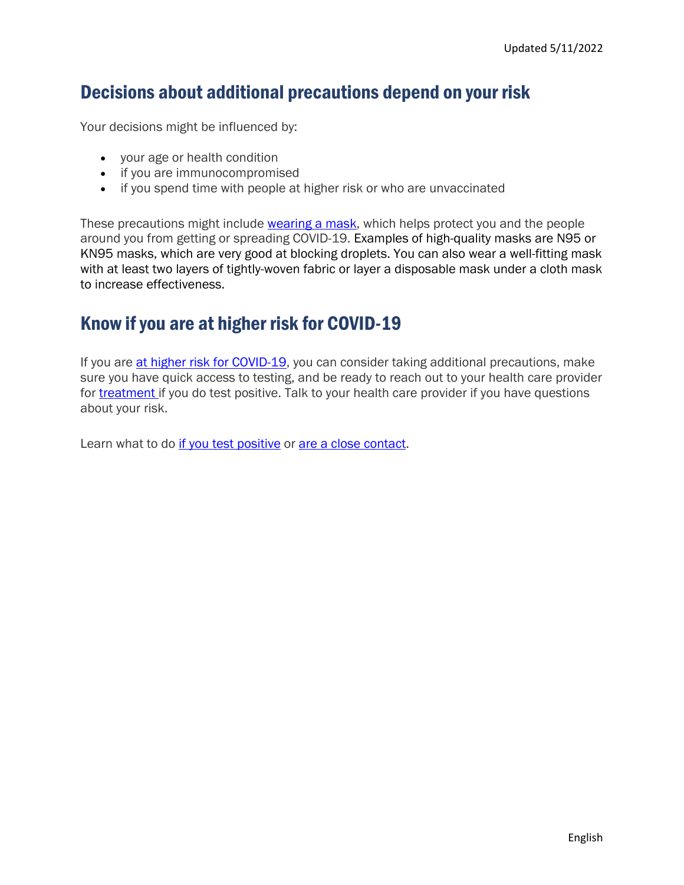## Decisions about additional precautions depend on your risk

Your decisions might be influenced by:

- your age or health condition
- if you are immunocompromised
- if you spend time with people at higher risk or who are unvaccinated

These precautions might include wearing a mask, which helps protect you and the people around you from getting or spreading COVID-19. Examples of high-quality masks are N95 or KN95 masks, which are very good at blocking droplets. You can also wear a well-fitting mask with at least two layers of tightly-woven fabric or layer a disposable mask under a cloth mask to increase effectiveness.

## Know if you are at higher risk for COVID-19

If you are at higher risk for COVID-19, you can consider taking additional precautions, make sure you have quick access to testing, and be ready to reach out to your health care provider for treatment if you do test positive. Talk to your health care provider if you have questions about your risk.

Learn what to do if you test positive or are a close contact.